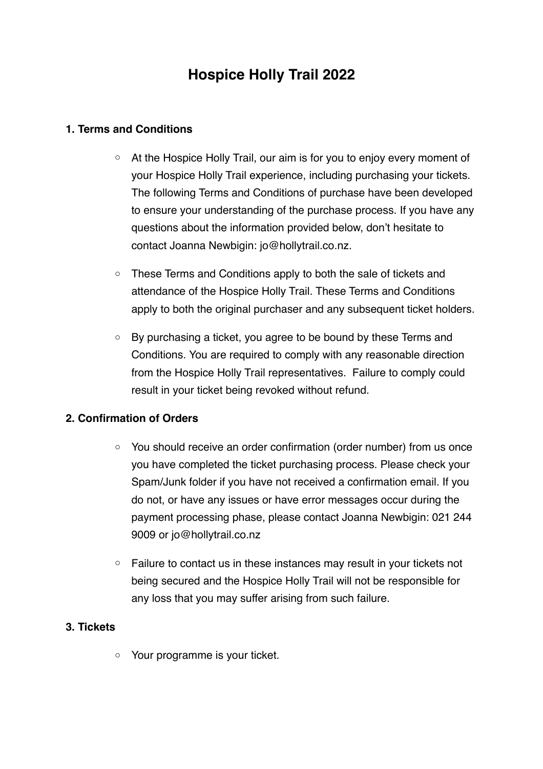# Hospice Holly Trail 2022

## 1. Terms and Conditions

- At the Hospice Holly Trail, our aim is for you to enjoy every moment of your Hospice Holly Trail experience, including purchasing your tickets. The following Terms and Conditions of purchase have been developed to ensure your understanding of the purchase process. If you have any questions about the information provided below, don't hesitate to contact Joanna Newbigin: jo@hollytrail.co.nz.

- These Terms and Conditions apply to both the sale of tickets and attendance of the Hospice Holly Trail. These Terms and Conditions apply to both the original purchaser and any subsequent ticket holders.

- By purchasing a ticket, you agree to be bound by these Terms and Conditions. You are required to comply with any reasonable direction from the Hospice Holly Trail representatives. Failure to comply could result in your ticket being revoked without refund.

## 2. Confirmation of Orders

- You should receive an order confirmation (order number) from us once you have completed the ticket purchasing process. Please check your Spam/Junk folder if you have not received a confirmation email. If you do not, or have any issues or have error messages occur during the payment processing phase, please contact Joanna Newbigin: 021 244 9009 or jo@hollytrail.co.nz

- Failure to contact us in these instances may result in your tickets not being secured and the Hospice Holly Trail will not be responsible for any loss that you may suffer arising from such failure.

## 3. Tickets

- Your programme is your ticket.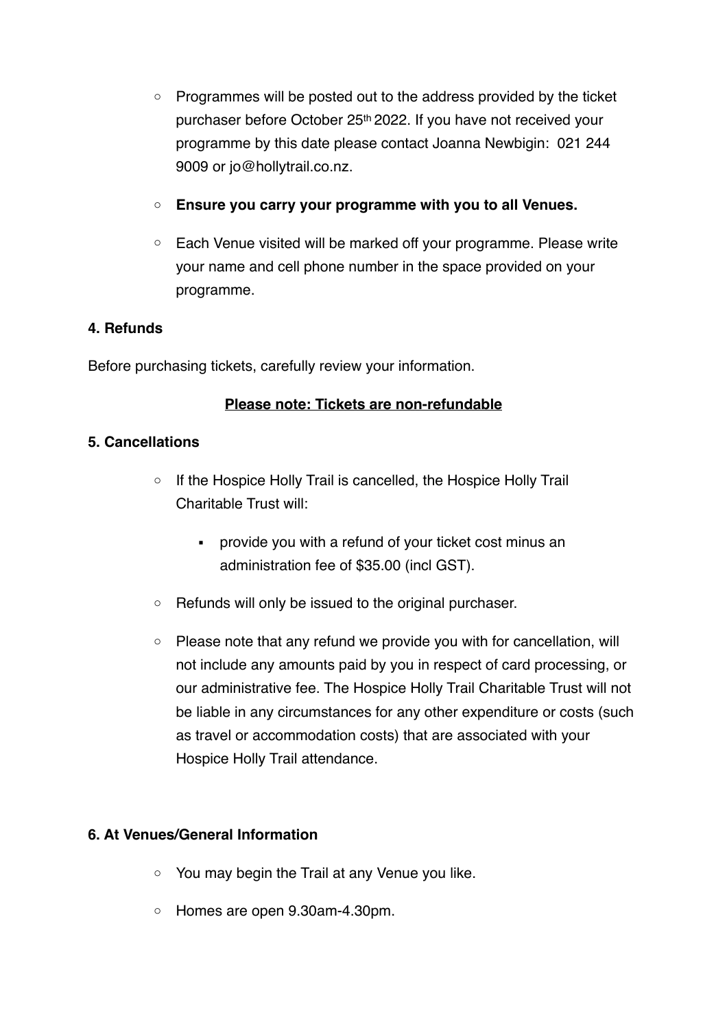- Programmes will be posted out to the address provided by the ticket purchaser before October 25th 2022. If you have not received your programme by this date please contact Joanna Newbigin: 021 244 9009 or jo@hollytrail.co.nz.
- **Ensure you carry your programme with you to all Venues.**
- Each Venue visited will be marked off your programme. Please write your name and cell phone number in the space provided on your programme.

**4. Refunds**

Before purchasing tickets, carefully review your information.

**Please note: Tickets are non-refundable**

**5. Cancellations**

- If the Hospice Holly Trail is cancelled, the Hospice Holly Trail Charitable Trust will:
  - provide you with a refund of your ticket cost minus an administration fee of $35.00 (incl GST).
- Refunds will only be issued to the original purchaser.
- Please note that any refund we provide you with for cancellation, will not include any amounts paid by you in respect of card processing, or our administrative fee. The Hospice Holly Trail Charitable Trust will not be liable in any circumstances for any other expenditure or costs (such as travel or accommodation costs) that are associated with your Hospice Holly Trail attendance.

**6. At Venues/General Information**

- You may begin the Trail at any Venue you like.
- Homes are open 9.30am-4.30pm.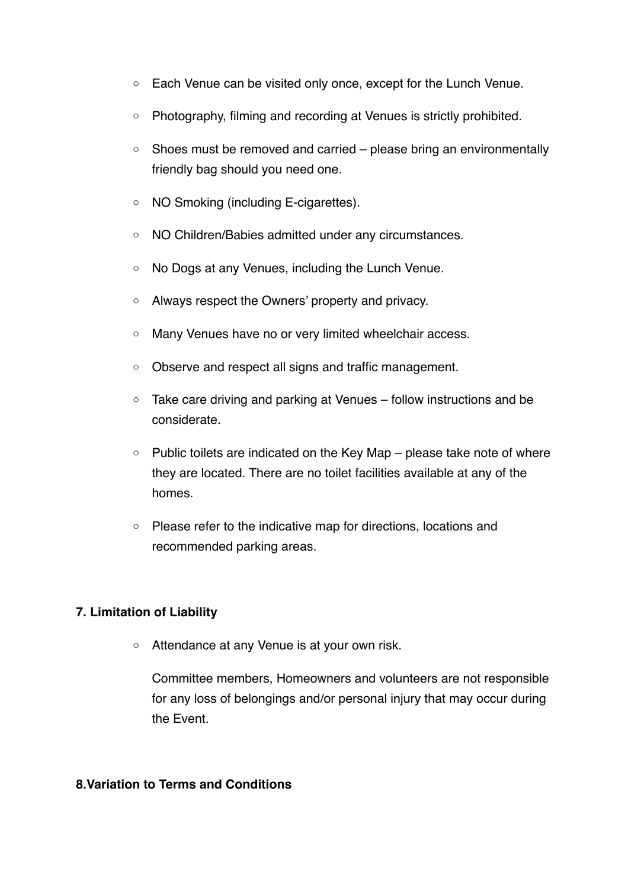- Each Venue can be visited only once, except for the Lunch Venue.
- Photography, filming and recording at Venues is strictly prohibited.
- Shoes must be removed and carried – please bring an environmentally friendly bag should you need one.
- NO Smoking (including E-cigarettes).
- NO Children/Babies admitted under any circumstances.
- No Dogs at any Venues, including the Lunch Venue.
- Always respect the Owners' property and privacy.
- Many Venues have no or very limited wheelchair access.
- Observe and respect all signs and traffic management.
- Take care driving and parking at Venues – follow instructions and be considerate.
- Public toilets are indicated on the Key Map – please take note of where they are located. There are no toilet facilities available at any of the homes.
- Please refer to the indicative map for directions, locations and recommended parking areas.

**7. Limitation of Liability**

- Attendance at any Venue is at your own risk.

  Committee members, Homeowners and volunteers are not responsible for any loss of belongings and/or personal injury that may occur during the Event.

**8.Variation to Terms and Conditions**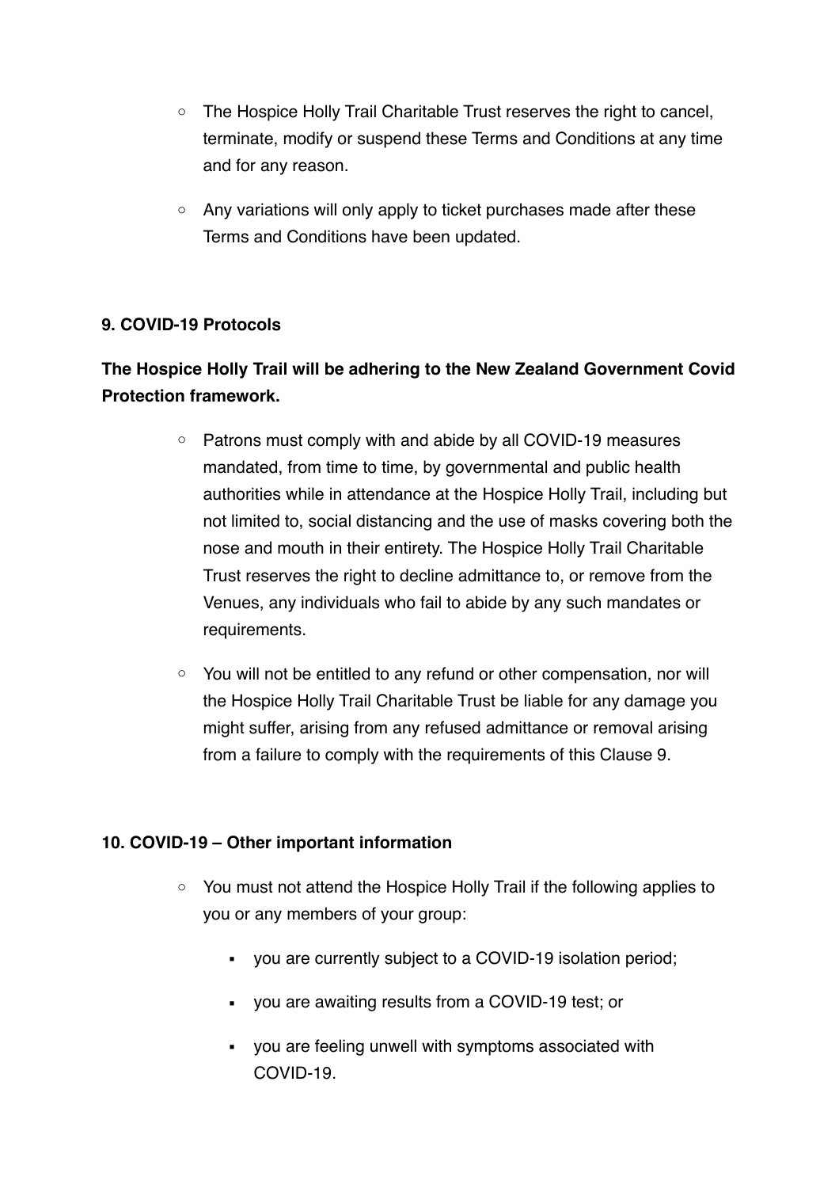- The Hospice Holly Trail Charitable Trust reserves the right to cancel, terminate, modify or suspend these Terms and Conditions at any time and for any reason.
- Any variations will only apply to ticket purchases made after these Terms and Conditions have been updated.

**9. COVID-19 Protocols**

**The Hospice Holly Trail will be adhering to the New Zealand Government Covid Protection framework.**

- Patrons must comply with and abide by all COVID-19 measures mandated, from time to time, by governmental and public health authorities while in attendance at the Hospice Holly Trail, including but not limited to, social distancing and the use of masks covering both the nose and mouth in their entirety. The Hospice Holly Trail Charitable Trust reserves the right to decline admittance to, or remove from the Venues, any individuals who fail to abide by any such mandates or requirements.
- You will not be entitled to any refund or other compensation, nor will the Hospice Holly Trail Charitable Trust be liable for any damage you might suffer, arising from any refused admittance or removal arising from a failure to comply with the requirements of this Clause 9.

**10. COVID-19 – Other important information**

- You must not attend the Hospice Holly Trail if the following applies to you or any members of your group:
  - you are currently subject to a COVID-19 isolation period;
  - you are awaiting results from a COVID-19 test; or
  - you are feeling unwell with symptoms associated with COVID-19.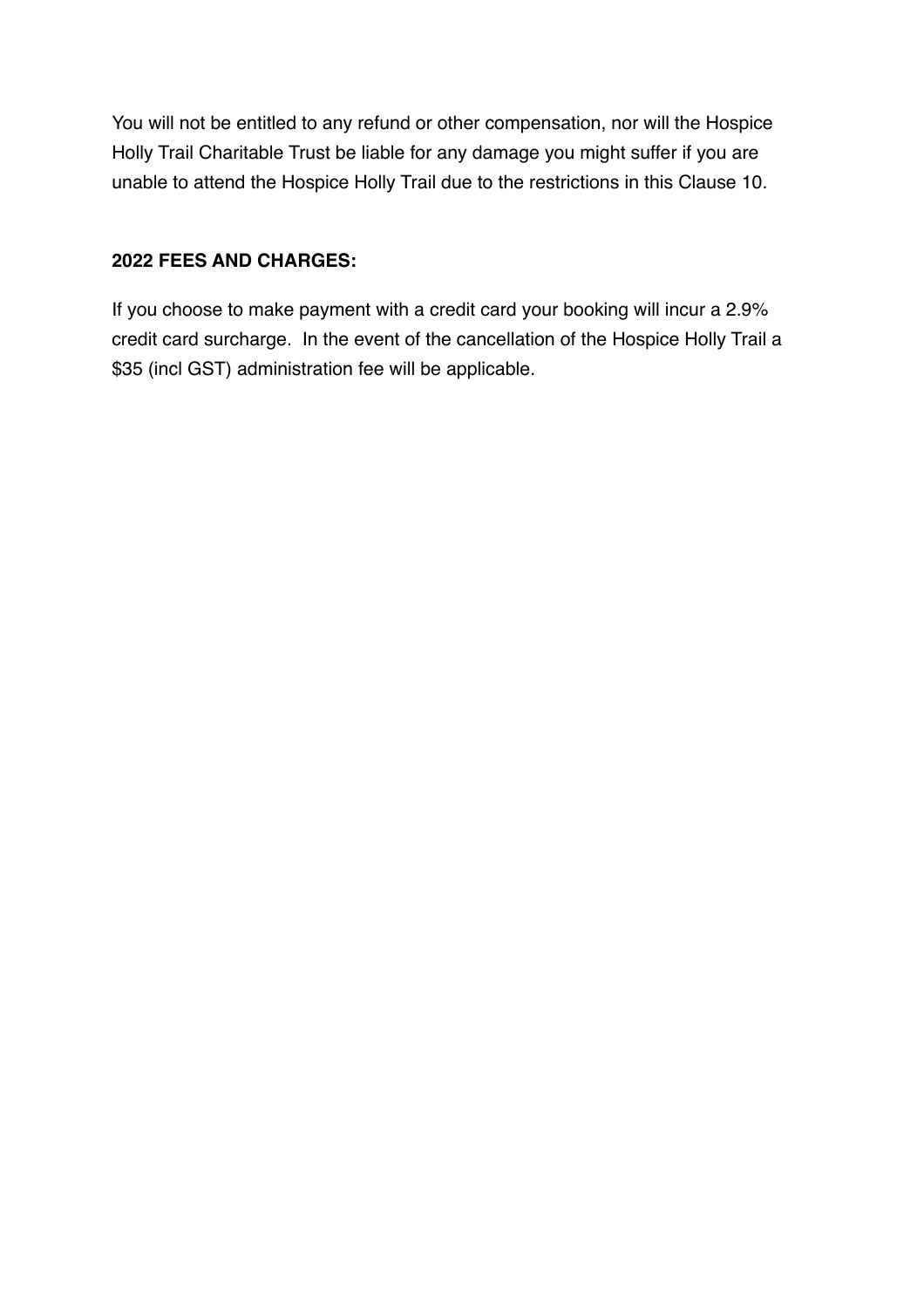You will not be entitled to any refund or other compensation, nor will the Hospice Holly Trail Charitable Trust be liable for any damage you might suffer if you are unable to attend the Hospice Holly Trail due to the restrictions in this Clause 10.

**2022 FEES AND CHARGES:**

If you choose to make payment with a credit card your booking will incur a 2.9% credit card surcharge. In the event of the cancellation of the Hospice Holly Trail a $35 (incl GST) administration fee will be applicable.